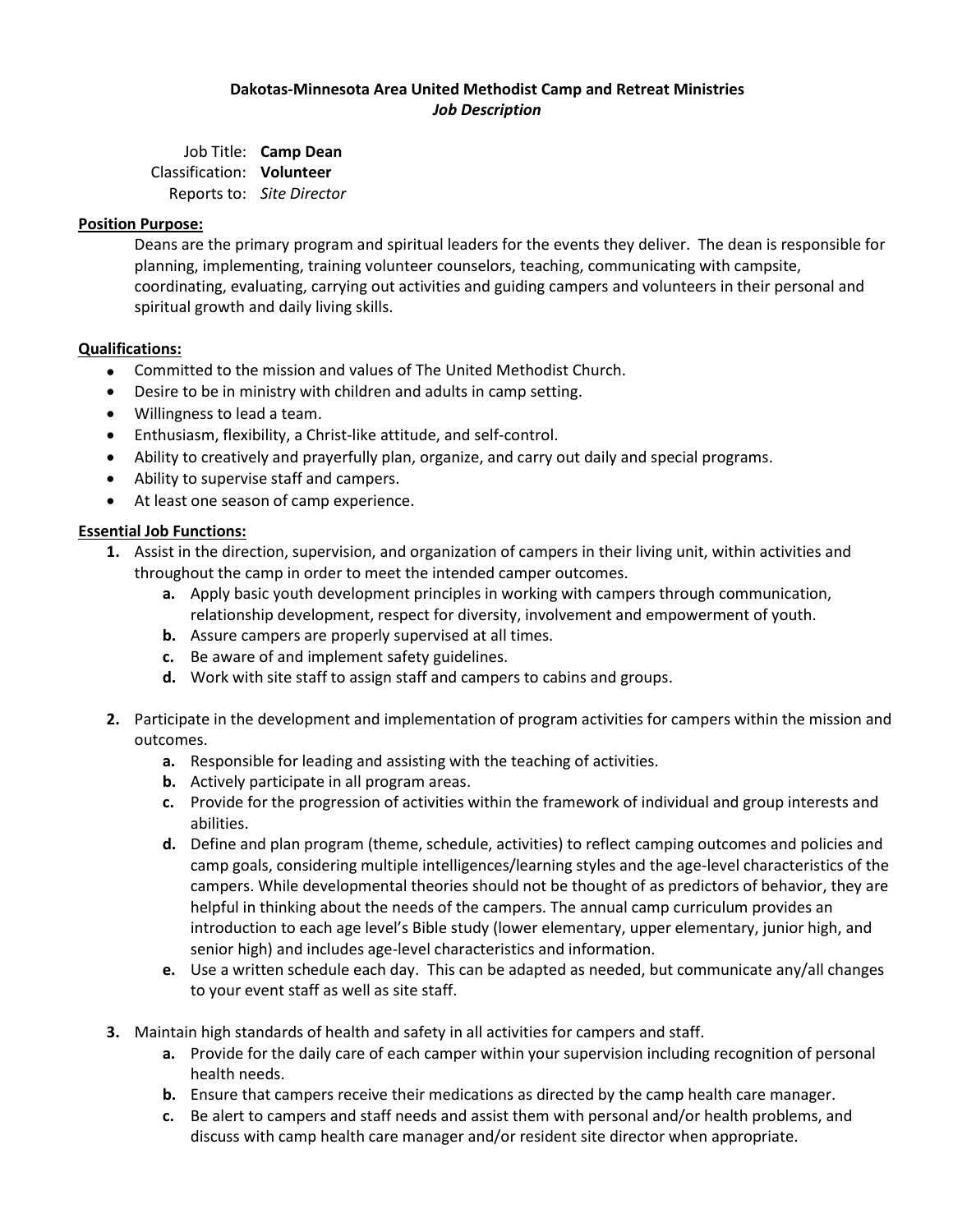**Dakotas-Minnesota Area United Methodist Camp and Retreat Ministries**
***Job Description***

Job Title: **Camp Dean**
Classification: **Volunteer**
Reports to: *Site Director*

**Position Purpose:**

Deans are the primary program and spiritual leaders for the events they deliver. The dean is responsible for planning, implementing, training volunteer counselors, teaching, communicating with campsite, coordinating, evaluating, carrying out activities and guiding campers and volunteers in their personal and spiritual growth and daily living skills.

**Qualifications:**

- Committed to the mission and values of The United Methodist Church.
- Desire to be in ministry with children and adults in camp setting.
- Willingness to lead a team.
- Enthusiasm, flexibility, a Christ-like attitude, and self-control.
- Ability to creatively and prayerfully plan, organize, and carry out daily and special programs.
- Ability to supervise staff and campers.
- At least one season of camp experience.

**Essential Job Functions:**

1. Assist in the direction, supervision, and organization of campers in their living unit, within activities and throughout the camp in order to meet the intended camper outcomes.
   a. Apply basic youth development principles in working with campers through communication, relationship development, respect for diversity, involvement and empowerment of youth.
   b. Assure campers are properly supervised at all times.
   c. Be aware of and implement safety guidelines.
   d. Work with site staff to assign staff and campers to cabins and groups.

2. Participate in the development and implementation of program activities for campers within the mission and outcomes.
   a. Responsible for leading and assisting with the teaching of activities.
   b. Actively participate in all program areas.
   c. Provide for the progression of activities within the framework of individual and group interests and abilities.
   d. Define and plan program (theme, schedule, activities) to reflect camping outcomes and policies and camp goals, considering multiple intelligences/learning styles and the age-level characteristics of the campers. While developmental theories should not be thought of as predictors of behavior, they are helpful in thinking about the needs of the campers. The annual camp curriculum provides an introduction to each age level's Bible study (lower elementary, upper elementary, junior high, and senior high) and includes age-level characteristics and information.
   e. Use a written schedule each day. This can be adapted as needed, but communicate any/all changes to your event staff as well as site staff.

3. Maintain high standards of health and safety in all activities for campers and staff.
   a. Provide for the daily care of each camper within your supervision including recognition of personal health needs.
   b. Ensure that campers receive their medications as directed by the camp health care manager.
   c. Be alert to campers and staff needs and assist them with personal and/or health problems, and discuss with camp health care manager and/or resident site director when appropriate.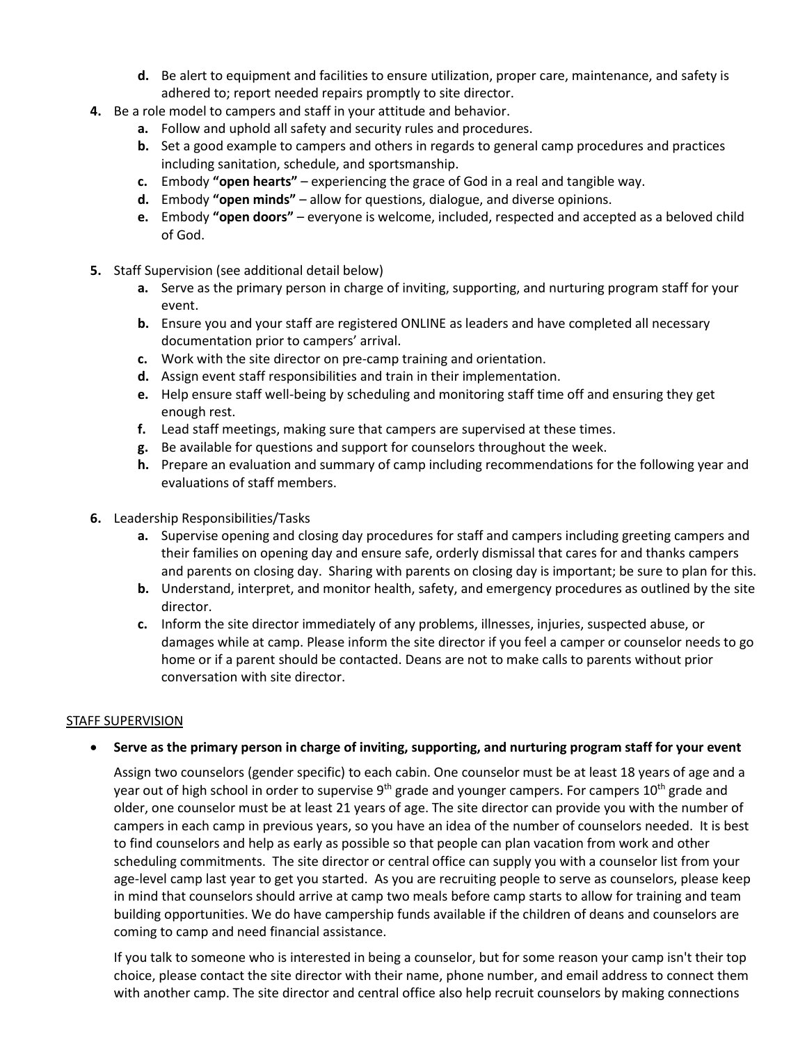- **d.** Be alert to equipment and facilities to ensure utilization, proper care, maintenance, and safety is adhered to; report needed repairs promptly to site director.

4. Be a role model to campers and staff in your attitude and behavior.
   - **a.** Follow and uphold all safety and security rules and procedures.
   - **b.** Set a good example to campers and others in regards to general camp procedures and practices including sanitation, schedule, and sportsmanship.
   - **c.** Embody **"open hearts"** – experiencing the grace of God in a real and tangible way.
   - **d.** Embody **"open minds"** – allow for questions, dialogue, and diverse opinions.
   - **e.** Embody **"open doors"** – everyone is welcome, included, respected and accepted as a beloved child of God.

5. Staff Supervision (see additional detail below)
   - **a.** Serve as the primary person in charge of inviting, supporting, and nurturing program staff for your event.
   - **b.** Ensure you and your staff are registered ONLINE as leaders and have completed all necessary documentation prior to campers' arrival.
   - **c.** Work with the site director on pre-camp training and orientation.
   - **d.** Assign event staff responsibilities and train in their implementation.
   - **e.** Help ensure staff well-being by scheduling and monitoring staff time off and ensuring they get enough rest.
   - **f.** Lead staff meetings, making sure that campers are supervised at these times.
   - **g.** Be available for questions and support for counselors throughout the week.
   - **h.** Prepare an evaluation and summary of camp including recommendations for the following year and evaluations of staff members.

6. Leadership Responsibilities/Tasks
   - **a.** Supervise opening and closing day procedures for staff and campers including greeting campers and their families on opening day and ensure safe, orderly dismissal that cares for and thanks campers and parents on closing day. Sharing with parents on closing day is important; be sure to plan for this.
   - **b.** Understand, interpret, and monitor health, safety, and emergency procedures as outlined by the site director.
   - **c.** Inform the site director immediately of any problems, illnesses, injuries, suspected abuse, or damages while at camp. Please inform the site director if you feel a camper or counselor needs to go home or if a parent should be contacted. Deans are not to make calls to parents without prior conversation with site director.

## STAFF SUPERVISION

- **Serve as the primary person in charge of inviting, supporting, and nurturing program staff for your event**

  Assign two counselors (gender specific) to each cabin. One counselor must be at least 18 years of age and a year out of high school in order to supervise 9th grade and younger campers. For campers 10th grade and older, one counselor must be at least 21 years of age. The site director can provide you with the number of campers in each camp in previous years, so you have an idea of the number of counselors needed. It is best to find counselors and help as early as possible so that people can plan vacation from work and other scheduling commitments. The site director or central office can supply you with a counselor list from your age-level camp last year to get you started. As you are recruiting people to serve as counselors, please keep in mind that counselors should arrive at camp two meals before camp starts to allow for training and team building opportunities. We do have campership funds available if the children of deans and counselors are coming to camp and need financial assistance.

  If you talk to someone who is interested in being a counselor, but for some reason your camp isn't their top choice, please contact the site director with their name, phone number, and email address to connect them with another camp. The site director and central office also help recruit counselors by making connections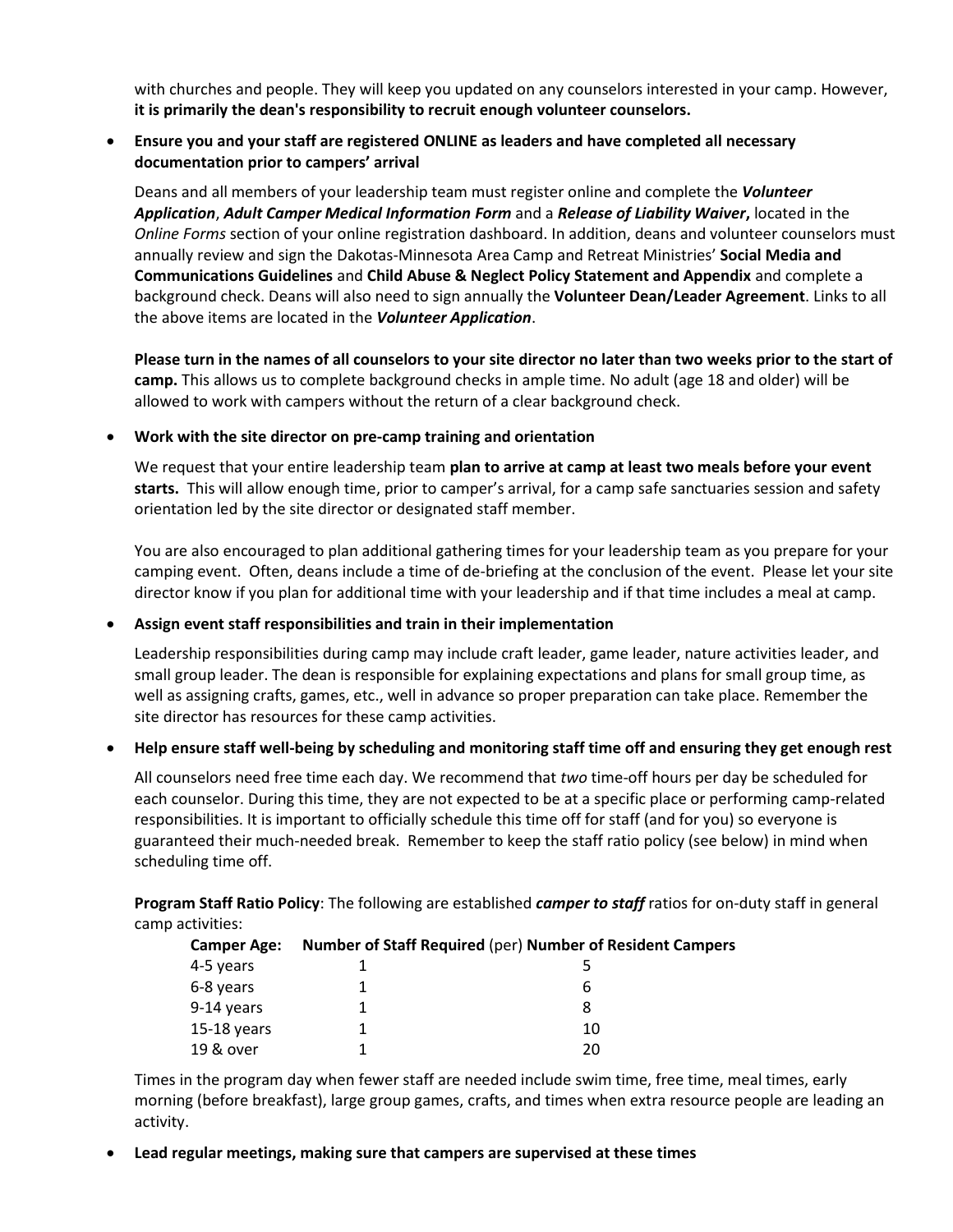with churches and people. They will keep you updated on any counselors interested in your camp. However, **it is primarily the dean's responsibility to recruit enough volunteer counselors.**

- **Ensure you and your staff are registered ONLINE as leaders and have completed all necessary documentation prior to campers' arrival**

  Deans and all members of your leadership team must register online and complete the ***Volunteer Application***, ***Adult Camper Medical Information Form*** and a ***Release of Liability Waiver***, located in the *Online Forms* section of your online registration dashboard. In addition, deans and volunteer counselors must annually review and sign the Dakotas-Minnesota Area Camp and Retreat Ministries' **Social Media and Communications Guidelines** and **Child Abuse & Neglect Policy Statement and Appendix** and complete a background check. Deans will also need to sign annually the **Volunteer Dean/Leader Agreement**. Links to all the above items are located in the ***Volunteer Application***.

  **Please turn in the names of all counselors to your site director no later than two weeks prior to the start of camp.** This allows us to complete background checks in ample time. No adult (age 18 and older) will be allowed to work with campers without the return of a clear background check.

- **Work with the site director on pre-camp training and orientation**

  We request that your entire leadership team **plan to arrive at camp at least two meals before your event starts.** This will allow enough time, prior to camper's arrival, for a camp safe sanctuaries session and safety orientation led by the site director or designated staff member.

  You are also encouraged to plan additional gathering times for your leadership team as you prepare for your camping event. Often, deans include a time of de-briefing at the conclusion of the event. Please let your site director know if you plan for additional time with your leadership and if that time includes a meal at camp.

- **Assign event staff responsibilities and train in their implementation**

  Leadership responsibilities during camp may include craft leader, game leader, nature activities leader, and small group leader. The dean is responsible for explaining expectations and plans for small group time, as well as assigning crafts, games, etc., well in advance so proper preparation can take place. Remember the site director has resources for these camp activities.

- **Help ensure staff well-being by scheduling and monitoring staff time off and ensuring they get enough rest**

  All counselors need free time each day. We recommend that *two* time-off hours per day be scheduled for each counselor. During this time, they are not expected to be at a specific place or performing camp-related responsibilities. It is important to officially schedule this time off for staff (and for you) so everyone is guaranteed their much-needed break. Remember to keep the staff ratio policy (see below) in mind when scheduling time off.

  **Program Staff Ratio Policy**: The following are established ***camper to staff*** ratios for on-duty staff in general camp activities:

  | **Camper Age:** | **Number of Staff Required** (per) | **Number of Resident Campers** |
  | --- | --- | --- |
  | 4-5 years | 1 | 5 |
  | 6-8 years | 1 | 6 |
  | 9-14 years | 1 | 8 |
  | 15-18 years | 1 | 10 |
  | 19 & over | 1 | 20 |

  Times in the program day when fewer staff are needed include swim time, free time, meal times, early morning (before breakfast), large group games, crafts, and times when extra resource people are leading an activity.

- **Lead regular meetings, making sure that campers are supervised at these times**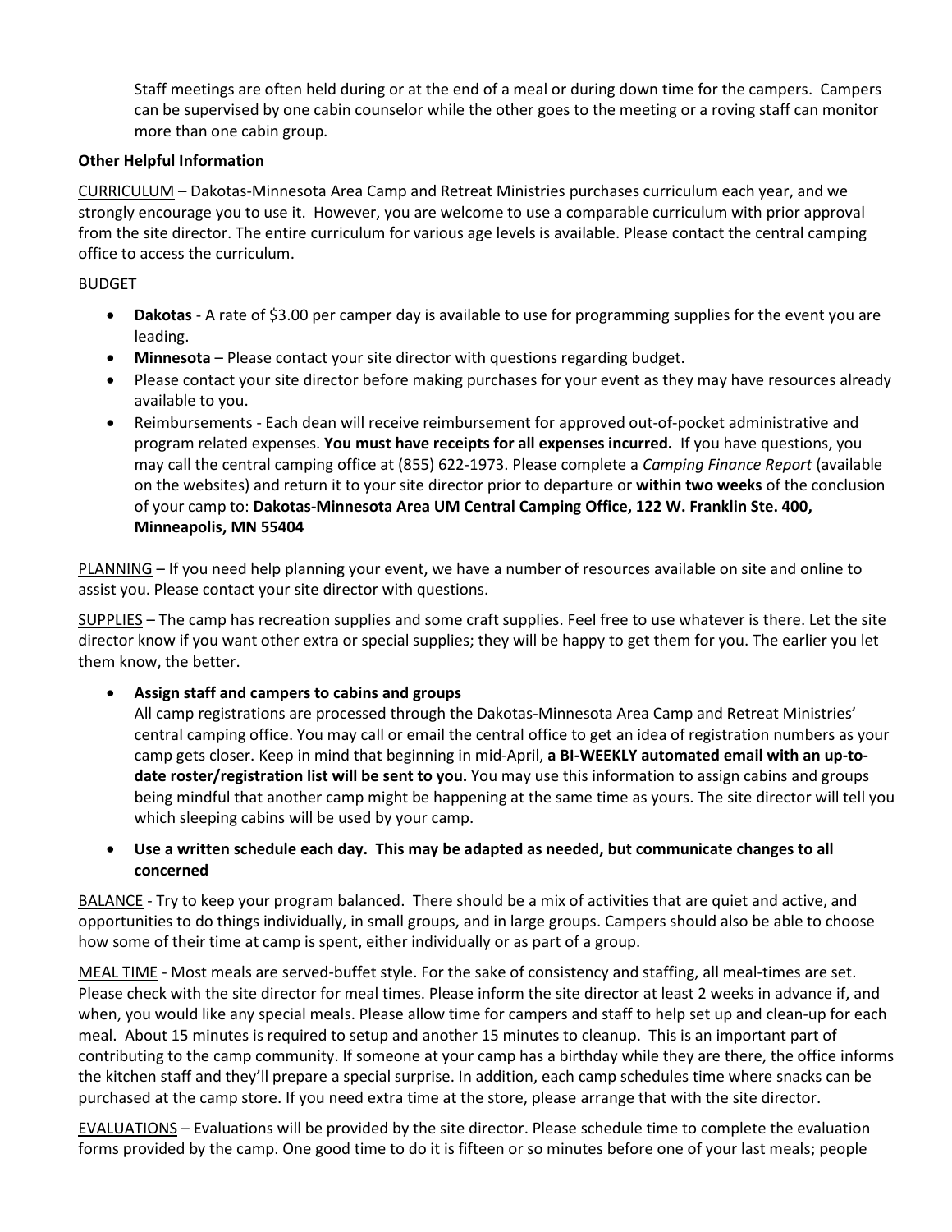Staff meetings are often held during or at the end of a meal or during down time for the campers. Campers can be supervised by one cabin counselor while the other goes to the meeting or a roving staff can monitor more than one cabin group.

**Other Helpful Information**

CURRICULUM – Dakotas-Minnesota Area Camp and Retreat Ministries purchases curriculum each year, and we strongly encourage you to use it. However, you are welcome to use a comparable curriculum with prior approval from the site director. The entire curriculum for various age levels is available. Please contact the central camping office to access the curriculum.

BUDGET

- **Dakotas** - A rate of $3.00 per camper day is available to use for programming supplies for the event you are leading.
- **Minnesota** – Please contact your site director with questions regarding budget.
- Please contact your site director before making purchases for your event as they may have resources already available to you.
- Reimbursements - Each dean will receive reimbursement for approved out-of-pocket administrative and program related expenses. **You must have receipts for all expenses incurred.** If you have questions, you may call the central camping office at (855) 622-1973. Please complete a *Camping Finance Report* (available on the websites) and return it to your site director prior to departure or **within two weeks** of the conclusion of your camp to: **Dakotas-Minnesota Area UM Central Camping Office, 122 W. Franklin Ste. 400, Minneapolis, MN 55404**

PLANNING – If you need help planning your event, we have a number of resources available on site and online to assist you. Please contact your site director with questions.

SUPPLIES – The camp has recreation supplies and some craft supplies. Feel free to use whatever is there. Let the site director know if you want other extra or special supplies; they will be happy to get them for you. The earlier you let them know, the better.

- **Assign staff and campers to cabins and groups**
  All camp registrations are processed through the Dakotas-Minnesota Area Camp and Retreat Ministries' central camping office. You may call or email the central office to get an idea of registration numbers as your camp gets closer. Keep in mind that beginning in mid-April, **a BI-WEEKLY automated email with an up-to-date roster/registration list will be sent to you.** You may use this information to assign cabins and groups being mindful that another camp might be happening at the same time as yours. The site director will tell you which sleeping cabins will be used by your camp.
- **Use a written schedule each day. This may be adapted as needed, but communicate changes to all concerned**

BALANCE - Try to keep your program balanced. There should be a mix of activities that are quiet and active, and opportunities to do things individually, in small groups, and in large groups. Campers should also be able to choose how some of their time at camp is spent, either individually or as part of a group.

MEAL TIME - Most meals are served-buffet style. For the sake of consistency and staffing, all meal-times are set. Please check with the site director for meal times. Please inform the site director at least 2 weeks in advance if, and when, you would like any special meals. Please allow time for campers and staff to help set up and clean-up for each meal. About 15 minutes is required to setup and another 15 minutes to cleanup. This is an important part of contributing to the camp community. If someone at your camp has a birthday while they are there, the office informs the kitchen staff and they'll prepare a special surprise. In addition, each camp schedules time where snacks can be purchased at the camp store. If you need extra time at the store, please arrange that with the site director.

EVALUATIONS – Evaluations will be provided by the site director. Please schedule time to complete the evaluation forms provided by the camp. One good time to do it is fifteen or so minutes before one of your last meals; people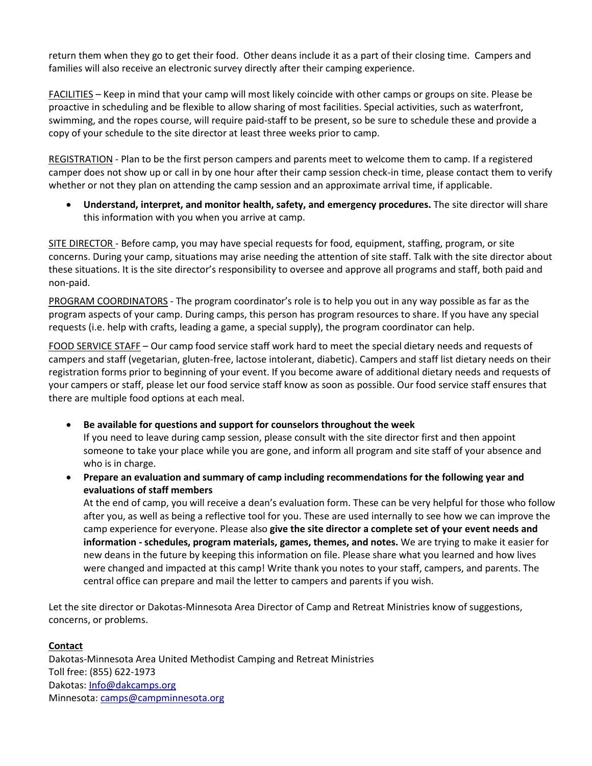return them when they go to get their food. Other deans include it as a part of their closing time. Campers and families will also receive an electronic survey directly after their camping experience.

FACILITIES – Keep in mind that your camp will most likely coincide with other camps or groups on site. Please be proactive in scheduling and be flexible to allow sharing of most facilities. Special activities, such as waterfront, swimming, and the ropes course, will require paid-staff to be present, so be sure to schedule these and provide a copy of your schedule to the site director at least three weeks prior to camp.

REGISTRATION - Plan to be the first person campers and parents meet to welcome them to camp. If a registered camper does not show up or call in by one hour after their camp session check-in time, please contact them to verify whether or not they plan on attending the camp session and an approximate arrival time, if applicable.

- **Understand, interpret, and monitor health, safety, and emergency procedures.** The site director will share this information with you when you arrive at camp.

SITE DIRECTOR - Before camp, you may have special requests for food, equipment, staffing, program, or site concerns. During your camp, situations may arise needing the attention of site staff. Talk with the site director about these situations. It is the site director's responsibility to oversee and approve all programs and staff, both paid and non-paid.

PROGRAM COORDINATORS - The program coordinator's role is to help you out in any way possible as far as the program aspects of your camp. During camps, this person has program resources to share. If you have any special requests (i.e. help with crafts, leading a game, a special supply), the program coordinator can help.

FOOD SERVICE STAFF – Our camp food service staff work hard to meet the special dietary needs and requests of campers and staff (vegetarian, gluten-free, lactose intolerant, diabetic). Campers and staff list dietary needs on their registration forms prior to beginning of your event. If you become aware of additional dietary needs and requests of your campers or staff, please let our food service staff know as soon as possible. Our food service staff ensures that there are multiple food options at each meal.

- **Be available for questions and support for counselors throughout the week**
  If you need to leave during camp session, please consult with the site director first and then appoint someone to take your place while you are gone, and inform all program and site staff of your absence and who is in charge.
- **Prepare an evaluation and summary of camp including recommendations for the following year and evaluations of staff members**
  At the end of camp, you will receive a dean's evaluation form. These can be very helpful for those who follow after you, as well as being a reflective tool for you. These are used internally to see how we can improve the camp experience for everyone. Please also **give the site director a complete set of your event needs and information - schedules, program materials, games, themes, and notes.** We are trying to make it easier for new deans in the future by keeping this information on file. Please share what you learned and how lives were changed and impacted at this camp! Write thank you notes to your staff, campers, and parents. The central office can prepare and mail the letter to campers and parents if you wish.

Let the site director or Dakotas-Minnesota Area Director of Camp and Retreat Ministries know of suggestions, concerns, or problems.

**Contact**
Dakotas-Minnesota Area United Methodist Camping and Retreat Ministries
Toll free: (855) 622-1973
Dakotas: Info@dakcamps.org
Minnesota: camps@campminnesota.org